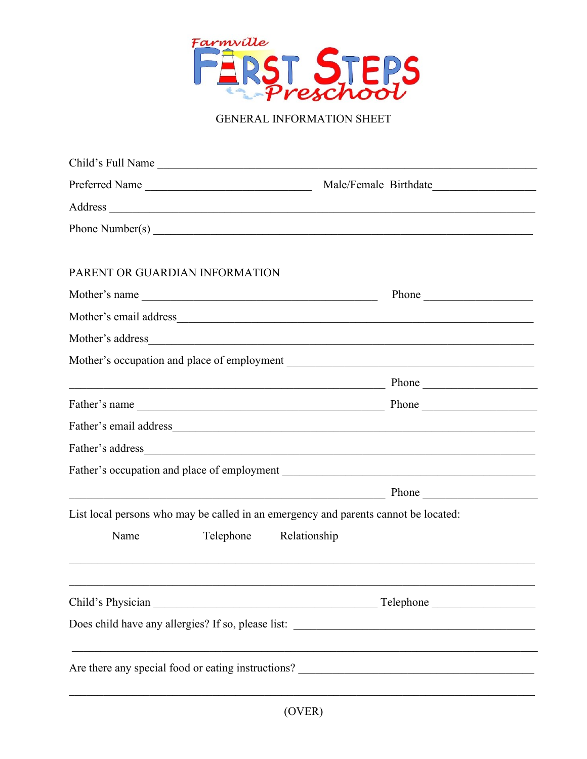# Farmville FIRST STEPS Preschool

## GENERAL INFORMATION SHEET

Child's Full Name ___________________________________________________________________

Preferred Name _____________________________ Male/Female Birthdate_________________

Address _____________________________________________________________________________

Phone Number(s) _____________________________________________________________________

### PARENT OR GUARDIAN INFORMATION

Mother's name ________________________________________ Phone __________________

Mother's email address_______________________________________________________________

Mother's address_____________________________________________________________________

Mother's occupation and place of employment _________________________________________

_______________________________________________________ Phone ____________________

Father's name ________________________________________ Phone ____________________

Father's email address_______________________________________________________________

Father's address_____________________________________________________________________

Father's occupation and place of employment _________________________________________

_______________________________________________________ Phone ____________________

List local persons who may be called in an emergency and parents cannot be located:

Name Telephone Relationship

_____________________________________________________________________________________

_____________________________________________________________________________________

Child's Physician ________________________________________ Telephone _________________

Does child have any allergies? If so, please list: _________________________________________

_____________________________________________________________________________________

Are there any special food or eating instructions? __________________________________________

_____________________________________________________________________________________

(OVER)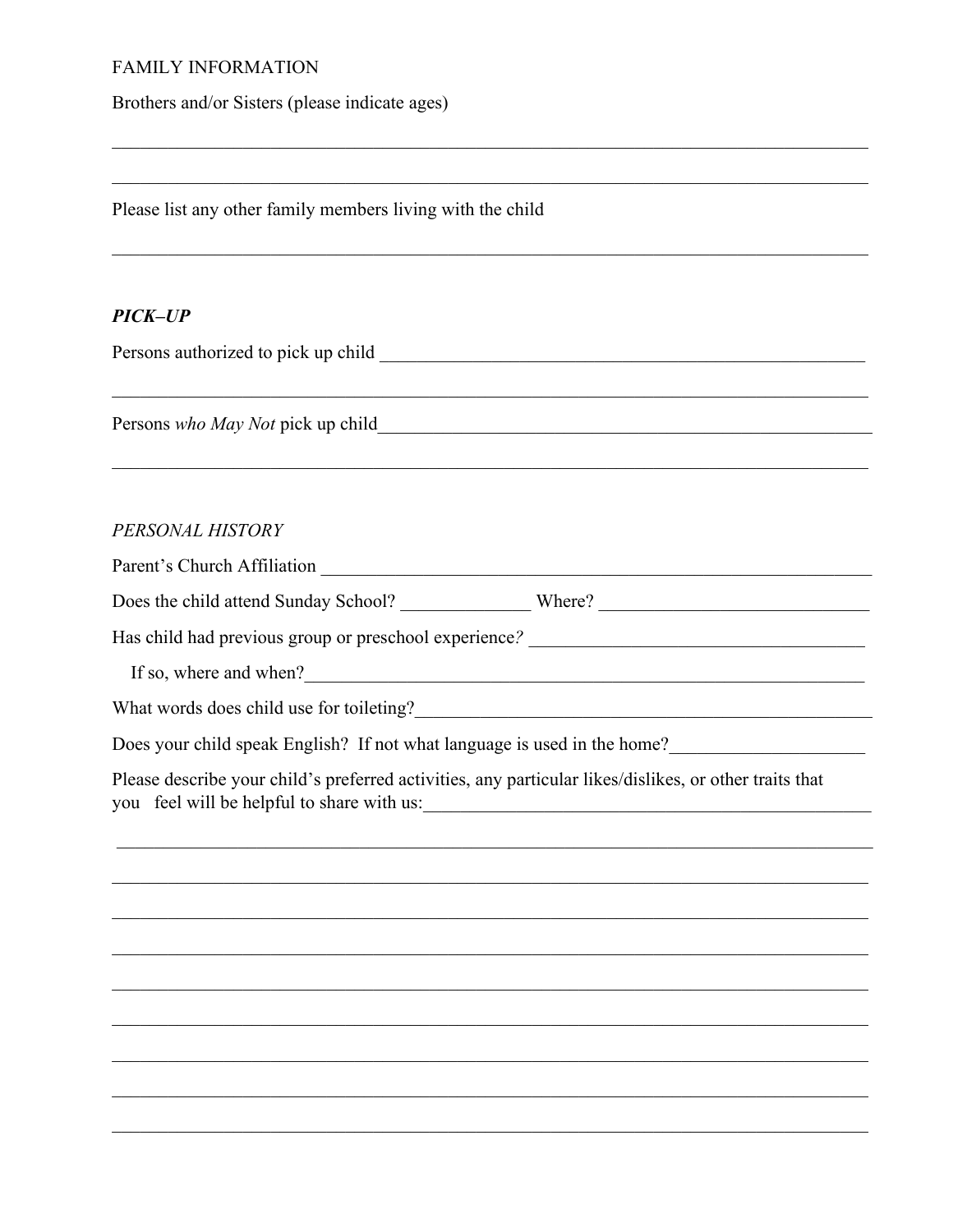FAMILY INFORMATION

Brothers and/or Sisters (please indicate ages)

\_\_\_\_\_\_\_\_\_\_\_\_\_\_\_\_\_\_\_\_\_\_\_\_\_\_\_\_\_\_\_\_\_\_\_\_\_\_\_\_\_\_\_\_\_\_\_\_\_\_\_\_\_\_\_\_\_\_\_\_\_\_\_\_\_\_\_\_\_\_\_\_\_\_\_\_\_\_

\_\_\_\_\_\_\_\_\_\_\_\_\_\_\_\_\_\_\_\_\_\_\_\_\_\_\_\_\_\_\_\_\_\_\_\_\_\_\_\_\_\_\_\_\_\_\_\_\_\_\_\_\_\_\_\_\_\_\_\_\_\_\_\_\_\_\_\_\_\_\_\_\_\_\_\_\_\_

Please list any other family members living with the child

\_\_\_\_\_\_\_\_\_\_\_\_\_\_\_\_\_\_\_\_\_\_\_\_\_\_\_\_\_\_\_\_\_\_\_\_\_\_\_\_\_\_\_\_\_\_\_\_\_\_\_\_\_\_\_\_\_\_\_\_\_\_\_\_\_\_\_\_\_\_\_\_\_\_\_\_\_\_

***PICK–UP***

Persons authorized to pick up child \_\_\_\_\_\_\_\_\_\_\_\_\_\_\_\_\_\_\_\_\_\_\_\_\_\_\_\_\_\_\_\_\_\_\_\_\_\_\_\_\_\_\_\_\_\_\_\_\_\_

\_\_\_\_\_\_\_\_\_\_\_\_\_\_\_\_\_\_\_\_\_\_\_\_\_\_\_\_\_\_\_\_\_\_\_\_\_\_\_\_\_\_\_\_\_\_\_\_\_\_\_\_\_\_\_\_\_\_\_\_\_\_\_\_\_\_\_\_\_\_\_\_\_\_\_\_\_\_

Persons *who May Not* pick up child\_\_\_\_\_\_\_\_\_\_\_\_\_\_\_\_\_\_\_\_\_\_\_\_\_\_\_\_\_\_\_\_\_\_\_\_\_\_\_\_\_\_\_\_\_\_\_\_\_\_

\_\_\_\_\_\_\_\_\_\_\_\_\_\_\_\_\_\_\_\_\_\_\_\_\_\_\_\_\_\_\_\_\_\_\_\_\_\_\_\_\_\_\_\_\_\_\_\_\_\_\_\_\_\_\_\_\_\_\_\_\_\_\_\_\_\_\_\_\_\_\_\_\_\_\_\_\_\_

*PERSONAL HISTORY*

Parent's Church Affiliation \_\_\_\_\_\_\_\_\_\_\_\_\_\_\_\_\_\_\_\_\_\_\_\_\_\_\_\_\_\_\_\_\_\_\_\_\_\_\_\_\_\_\_\_\_\_\_\_\_\_\_\_\_\_\_\_

Does the child attend Sunday School? \_\_\_\_\_\_\_\_\_\_\_\_\_\_ Where? \_\_\_\_\_\_\_\_\_\_\_\_\_\_\_\_\_\_\_\_\_\_\_\_\_\_\_\_\_

Has child had previous group or preschool experience*?* \_\_\_\_\_\_\_\_\_\_\_\_\_\_\_\_\_\_\_\_\_\_\_\_\_\_\_\_\_\_\_\_\_\_\_\_\_

If so, where and when?\_\_\_\_\_\_\_\_\_\_\_\_\_\_\_\_\_\_\_\_\_\_\_\_\_\_\_\_\_\_\_\_\_\_\_\_\_\_\_\_\_\_\_\_\_\_\_\_\_\_\_\_\_\_\_\_\_\_\_\_

What words does child use for toileting?\_\_\_\_\_\_\_\_\_\_\_\_\_\_\_\_\_\_\_\_\_\_\_\_\_\_\_\_\_\_\_\_\_\_\_\_\_\_\_\_\_\_\_\_\_\_\_\_\_

Does your child speak English? If not what language is used in the home?\_\_\_\_\_\_\_\_\_\_\_\_\_\_\_\_\_\_\_\_\_

Please describe your child's preferred activities, any particular likes/dislikes, or other traits that you feel will be helpful to share with us:\_\_\_\_\_\_\_\_\_\_\_\_\_\_\_\_\_\_\_\_\_\_\_\_\_\_\_\_\_\_\_\_\_\_\_\_\_\_\_\_\_\_\_\_\_\_\_\_\_\_

\_\_\_\_\_\_\_\_\_\_\_\_\_\_\_\_\_\_\_\_\_\_\_\_\_\_\_\_\_\_\_\_\_\_\_\_\_\_\_\_\_\_\_\_\_\_\_\_\_\_\_\_\_\_\_\_\_\_\_\_\_\_\_\_\_\_\_\_\_\_\_\_\_\_\_\_\_\_

\_\_\_\_\_\_\_\_\_\_\_\_\_\_\_\_\_\_\_\_\_\_\_\_\_\_\_\_\_\_\_\_\_\_\_\_\_\_\_\_\_\_\_\_\_\_\_\_\_\_\_\_\_\_\_\_\_\_\_\_\_\_\_\_\_\_\_\_\_\_\_\_\_\_\_\_\_\_

\_\_\_\_\_\_\_\_\_\_\_\_\_\_\_\_\_\_\_\_\_\_\_\_\_\_\_\_\_\_\_\_\_\_\_\_\_\_\_\_\_\_\_\_\_\_\_\_\_\_\_\_\_\_\_\_\_\_\_\_\_\_\_\_\_\_\_\_\_\_\_\_\_\_\_\_\_\_

\_\_\_\_\_\_\_\_\_\_\_\_\_\_\_\_\_\_\_\_\_\_\_\_\_\_\_\_\_\_\_\_\_\_\_\_\_\_\_\_\_\_\_\_\_\_\_\_\_\_\_\_\_\_\_\_\_\_\_\_\_\_\_\_\_\_\_\_\_\_\_\_\_\_\_\_\_\_

\_\_\_\_\_\_\_\_\_\_\_\_\_\_\_\_\_\_\_\_\_\_\_\_\_\_\_\_\_\_\_\_\_\_\_\_\_\_\_\_\_\_\_\_\_\_\_\_\_\_\_\_\_\_\_\_\_\_\_\_\_\_\_\_\_\_\_\_\_\_\_\_\_\_\_\_\_\_

\_\_\_\_\_\_\_\_\_\_\_\_\_\_\_\_\_\_\_\_\_\_\_\_\_\_\_\_\_\_\_\_\_\_\_\_\_\_\_\_\_\_\_\_\_\_\_\_\_\_\_\_\_\_\_\_\_\_\_\_\_\_\_\_\_\_\_\_\_\_\_\_\_\_\_\_\_\_

\_\_\_\_\_\_\_\_\_\_\_\_\_\_\_\_\_\_\_\_\_\_\_\_\_\_\_\_\_\_\_\_\_\_\_\_\_\_\_\_\_\_\_\_\_\_\_\_\_\_\_\_\_\_\_\_\_\_\_\_\_\_\_\_\_\_\_\_\_\_\_\_\_\_\_\_\_\_

\_\_\_\_\_\_\_\_\_\_\_\_\_\_\_\_\_\_\_\_\_\_\_\_\_\_\_\_\_\_\_\_\_\_\_\_\_\_\_\_\_\_\_\_\_\_\_\_\_\_\_\_\_\_\_\_\_\_\_\_\_\_\_\_\_\_\_\_\_\_\_\_\_\_\_\_\_\_

\_\_\_\_\_\_\_\_\_\_\_\_\_\_\_\_\_\_\_\_\_\_\_\_\_\_\_\_\_\_\_\_\_\_\_\_\_\_\_\_\_\_\_\_\_\_\_\_\_\_\_\_\_\_\_\_\_\_\_\_\_\_\_\_\_\_\_\_\_\_\_\_\_\_\_\_\_\_